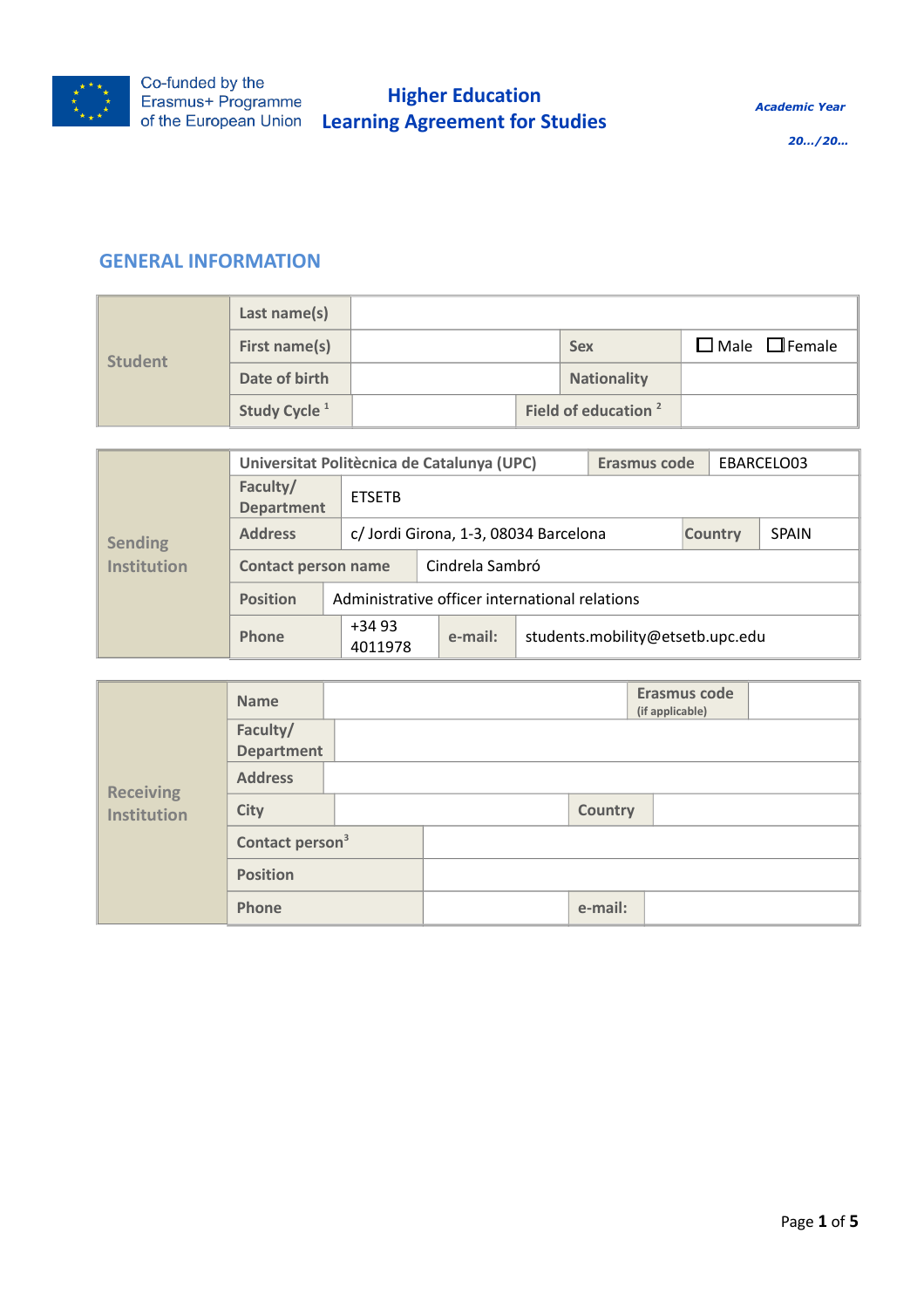Co-funded by the Erasmus+ Programme of the European Union

# Higher Education Learning Agreement for Studies

*Academic Year*

*20…/20…*

## GENERAL INFORMATION

| Student | | | | |
|---|---|---|---|---|
| Last name(s) | | | | |
| First name(s) | | Sex | ☐ Male ☐ Female | |
| Date of birth | | Nationality | | |
| Study Cycle [1] | | Field of education [2] | | |

| Sending Institution | | | | |
|---|---|---|---|---|
| Universitat Politècnica de Catalunya (UPC) | | Erasmus code | EBARCELO03 | |
| Faculty/ Department | ETSETB | | | |
| Address | c/ Jordi Girona, 1-3, 08034 Barcelona | | Country | SPAIN |
| Contact person name | Cindrela Sambró | | | |
| Position | Administrative officer international relations | | | |
| Phone | +34 93 4011978 | e-mail: | students.mobility@etsetb.upc.edu | |

| Receiving Institution | | | |
|---|---|---|---|
| Name | | Erasmus code (if applicable) | |
| Faculty/ Department | | | |
| Address | | | |
| City | | Country | |
| Contact person[3] | | | |
| Position | | | |
| Phone | | e-mail: | |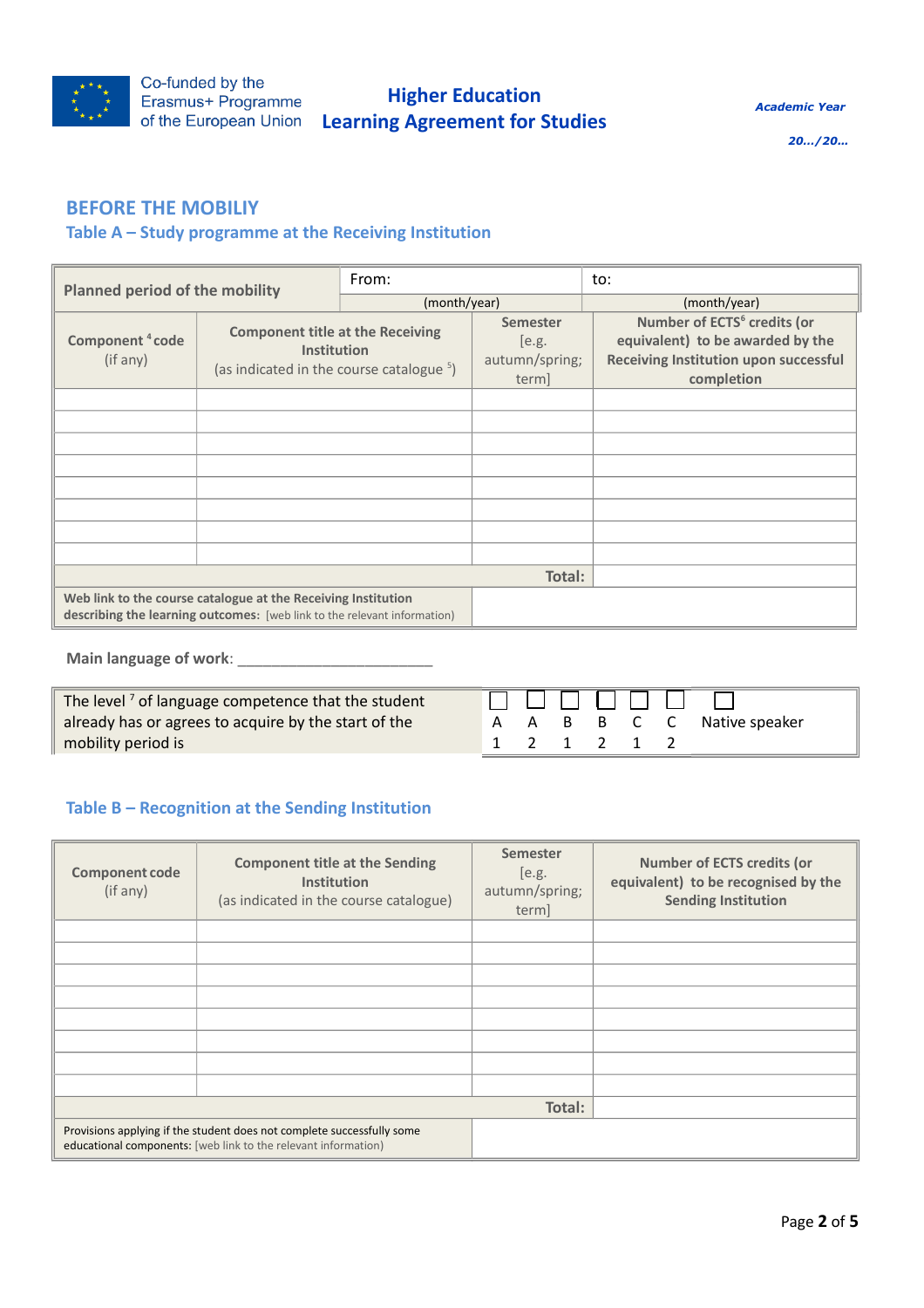Co-funded by the Erasmus+ Programme of the European Union

**Higher Education**
**Learning Agreement for Studies**

*Academic Year*

*20…/20…*

## BEFORE THE MOBILIY

### Table A – Study programme at the Receiving Institution

| **Planned period of the mobility** | From: | | to: |
|---|---|---|---|
| | (month/year) | | (month/year) |
| **Component [4] code** (if any) | **Component title at the Receiving Institution** (as indicated in the course catalogue [5]) | **Semester** [e.g. autumn/spring; term] | **Number of ECTS[6] credits (or equivalent) to be awarded by the Receiving Institution upon successful completion** |
| | | | |
| | | | |
| | | | |
| | | | |
| | | | |
| | | | |
| | | | |
| | | | |
| | | **Total:** | |
| **Web link to the course catalogue at the Receiving Institution describing the learning outcomes:** [web link to the relevant information] | | | |

**Main language of work**: _______________________

| The level [7] of language competence that the student already has or agrees to acquire by the start of the mobility period is | ☐ A1 | ☐ A2 | ☐ B1 | ☐ B2 | ☐ C1 | ☐ C2 | ☐ Native speaker |
|---|---|---|---|---|---|---|---|

### Table B – Recognition at the Sending Institution

| **Component code** (if any) | **Component title at the Sending Institution** (as indicated in the course catalogue) | **Semester** [e.g. autumn/spring; term] | **Number of ECTS credits (or equivalent) to be recognised by the Sending Institution** |
|---|---|---|---|
| | | | |
| | | | |
| | | | |
| | | | |
| | | | |
| | | | |
| | | | |
| | | | |
| | | **Total:** | |
| Provisions applying if the student does not complete successfully some educational components: [web link to the relevant information] | | | |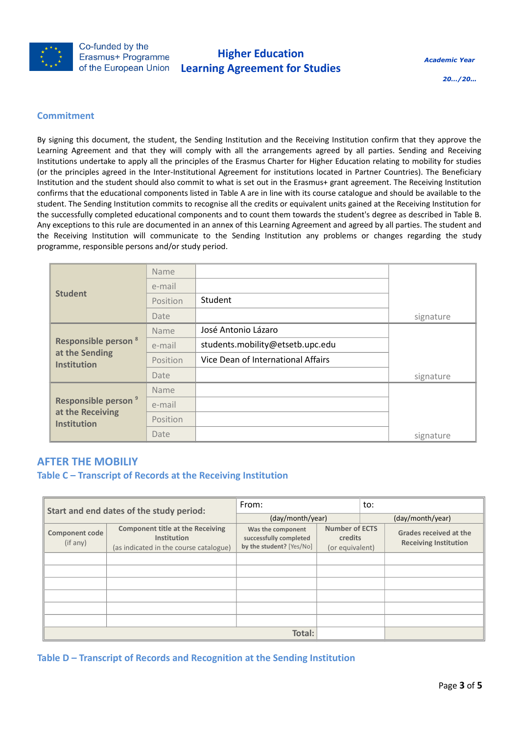## Commitment

By signing this document, the student, the Sending Institution and the Receiving Institution confirm that they approve the Learning Agreement and that they will comply with all the arrangements agreed by all parties. Sending and Receiving Institutions undertake to apply all the principles of the Erasmus Charter for Higher Education relating to mobility for studies (or the principles agreed in the Inter-Institutional Agreement for institutions located in Partner Countries). The Beneficiary Institution and the student should also commit to what is set out in the Erasmus+ grant agreement. The Receiving Institution confirms that the educational components listed in Table A are in line with its course catalogue and should be available to the student. The Sending Institution commits to recognise all the credits or equivalent units gained at the Receiving Institution for the successfully completed educational components and to count them towards the student's degree as described in Table B. Any exceptions to this rule are documented in an annex of this Learning Agreement and agreed by all parties. The student and the Receiving Institution will communicate to the Sending Institution any problems or changes regarding the study programme, responsible persons and/or study period.

| | | | |
|---|---|---|---|
| **Student** | Name | | |
| | e-mail | | |
| | Position | Student | |
| | Date | | signature |
| **Responsible person [8] at the Sending Institution** | Name | José Antonio Lázaro | |
| | e-mail | students.mobility@etsetb.upc.edu | |
| | Position | Vice Dean of International Affairs | |
| | Date | | signature |
| **Responsible person [9] at the Receiving Institution** | Name | | |
| | e-mail | | |
| | Position | | |
| | Date | | signature |

## AFTER THE MOBILIY

### Table C – Transcript of Records at the Receiving Institution

| **Start and end dates of the study period:** | | From: (day/month/year) | to: (day/month/year) | |
|---|---|---|---|---|
| **Component code** (if any) | **Component title at the Receiving Institution** (as indicated in the course catalogue) | **Was the component successfully completed by the student?** [Yes/No] | **Number of ECTS credits** (or equivalent) | **Grades received at the Receiving Institution** |
| | | | | |
| | | | | |
| | | | | |
| | | | | |
| | | | | |
| | | | | |
| | | **Total:** | | |

### Table D – Transcript of Records and Recognition at the Sending Institution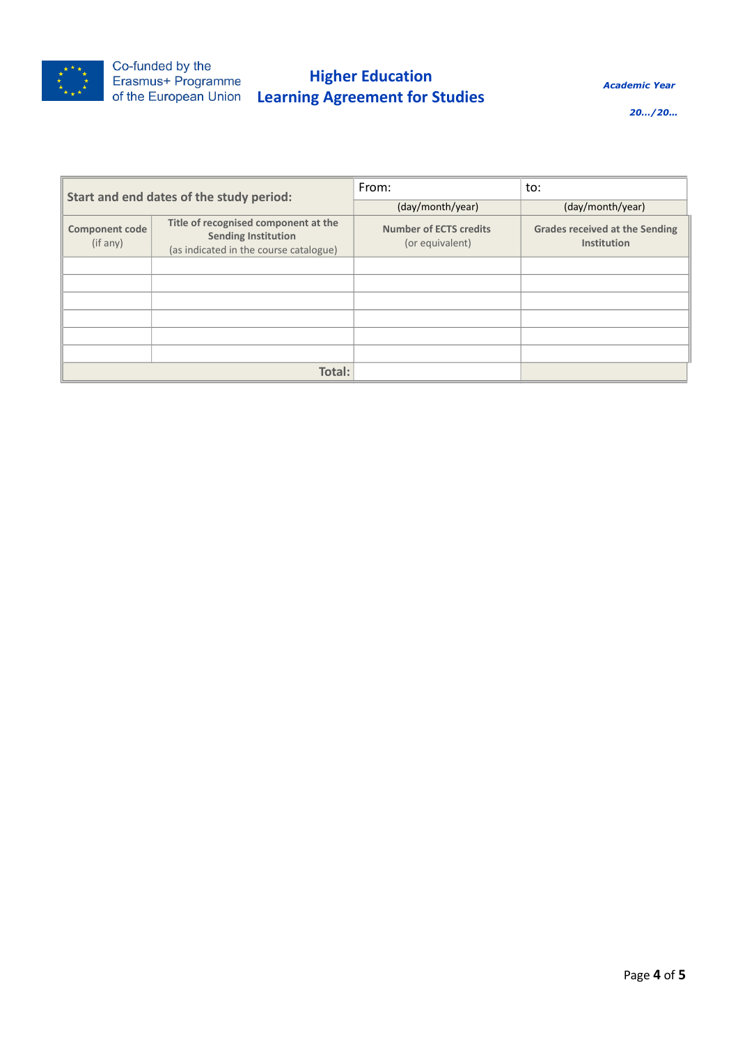| Start and end dates of the study period: | | From: | to: |
|---|---|---|---|
| | | (day/month/year) | (day/month/year) |
| **Component code** (if any) | **Title of recognised component at the Sending Institution** (as indicated in the course catalogue) | **Number of ECTS credits** (or equivalent) | **Grades received at the Sending Institution** |
| | | | |
| | | | |
| | | | |
| | | | |
| | | | |
| | | | |
| | **Total:** | | |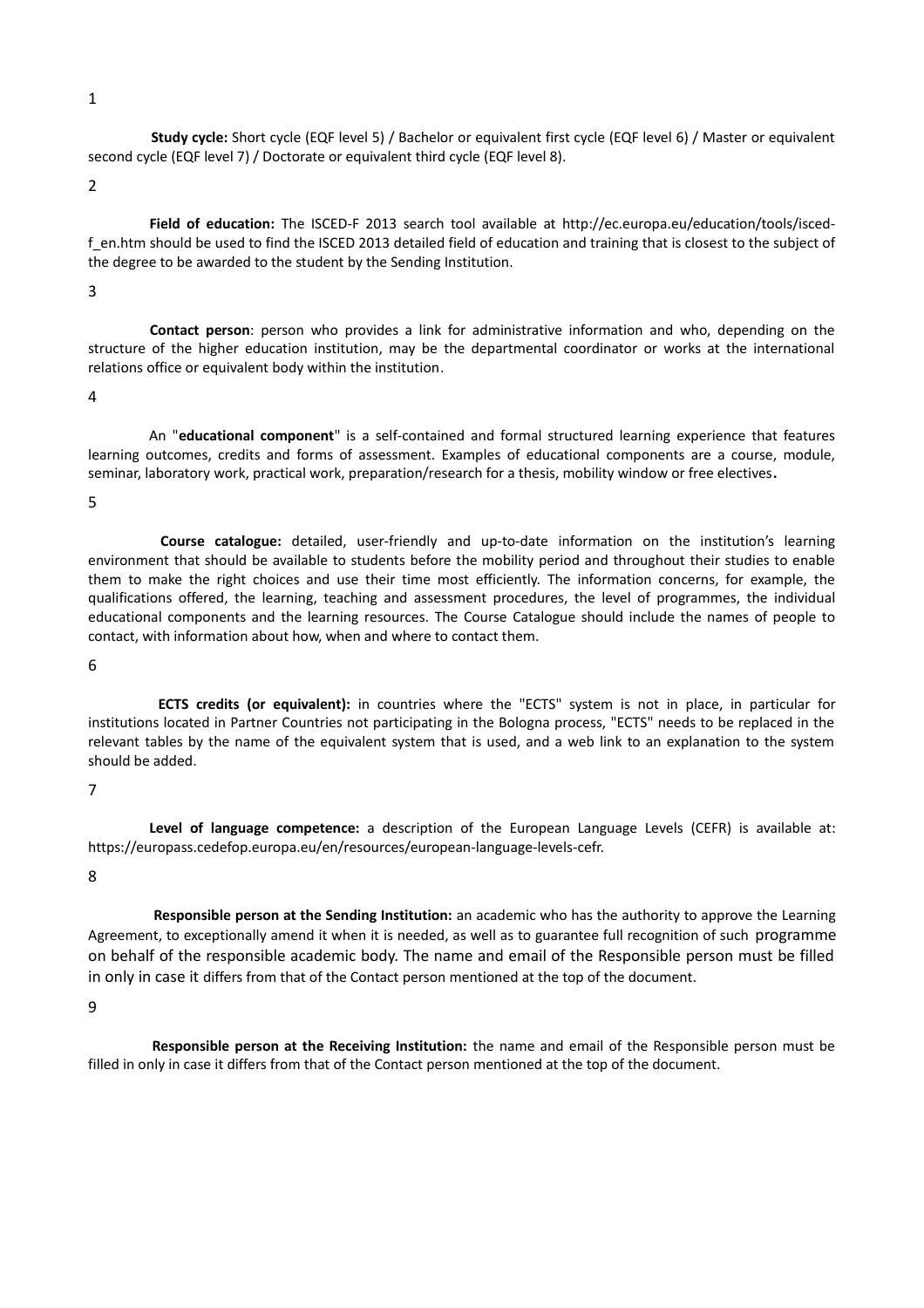1

**Study cycle:** Short cycle (EQF level 5) / Bachelor or equivalent first cycle (EQF level 6) / Master or equivalent second cycle (EQF level 7) / Doctorate or equivalent third cycle (EQF level 8).

2

**Field of education:** The ISCED-F 2013 search tool available at http://ec.europa.eu/education/tools/isced-f_en.htm should be used to find the ISCED 2013 detailed field of education and training that is closest to the subject of the degree to be awarded to the student by the Sending Institution.

3

**Contact person**: person who provides a link for administrative information and who, depending on the structure of the higher education institution, may be the departmental coordinator or works at the international relations office or equivalent body within the institution.

4

An "**educational component**" is a self-contained and formal structured learning experience that features learning outcomes, credits and forms of assessment. Examples of educational components are a course, module, seminar, laboratory work, practical work, preparation/research for a thesis, mobility window or free electives.

5

**Course catalogue:** detailed, user-friendly and up-to-date information on the institution's learning environment that should be available to students before the mobility period and throughout their studies to enable them to make the right choices and use their time most efficiently. The information concerns, for example, the qualifications offered, the learning, teaching and assessment procedures, the level of programmes, the individual educational components and the learning resources. The Course Catalogue should include the names of people to contact, with information about how, when and where to contact them.

6

**ECTS credits (or equivalent):** in countries where the "ECTS" system is not in place, in particular for institutions located in Partner Countries not participating in the Bologna process, "ECTS" needs to be replaced in the relevant tables by the name of the equivalent system that is used, and a web link to an explanation to the system should be added.

7

**Level of language competence:** a description of the European Language Levels (CEFR) is available at: https://europass.cedefop.europa.eu/en/resources/european-language-levels-cefr.

8

**Responsible person at the Sending Institution:** an academic who has the authority to approve the Learning Agreement, to exceptionally amend it when it is needed, as well as to guarantee full recognition of such programme on behalf of the responsible academic body. The name and email of the Responsible person must be filled in only in case it differs from that of the Contact person mentioned at the top of the document.

9

**Responsible person at the Receiving Institution:** the name and email of the Responsible person must be filled in only in case it differs from that of the Contact person mentioned at the top of the document.